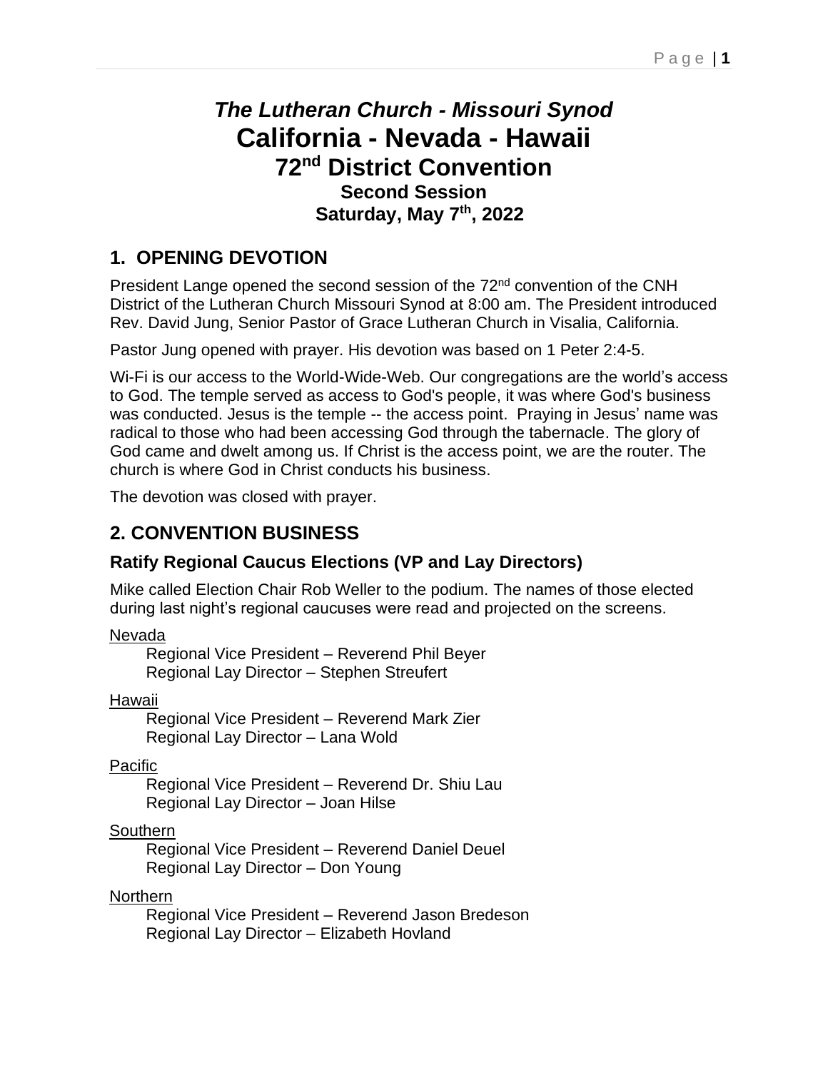# *The Lutheran Church - Missouri Synod*
# California - Nevada - Hawaii
# 72nd District Convention
### Second Session
### Saturday, May 7th, 2022

## 1. OPENING DEVOTION

President Lange opened the second session of the 72nd convention of the CNH District of the Lutheran Church Missouri Synod at 8:00 am. The President introduced Rev. David Jung, Senior Pastor of Grace Lutheran Church in Visalia, California.

Pastor Jung opened with prayer. His devotion was based on 1 Peter 2:4-5.

Wi-Fi is our access to the World-Wide-Web. Our congregations are the world's access to God. The temple served as access to God's people, it was where God's business was conducted. Jesus is the temple -- the access point. Praying in Jesus' name was radical to those who had been accessing God through the tabernacle. The glory of God came and dwelt among us. If Christ is the access point, we are the router. The church is where God in Christ conducts his business.

The devotion was closed with prayer.

## 2. CONVENTION BUSINESS

### Ratify Regional Caucus Elections (VP and Lay Directors)

Mike called Election Chair Rob Weller to the podium. The names of those elected during last night's regional caucuses were read and projected on the screens.

<u>Nevada</u>

Regional Vice President – Reverend Phil Beyer
Regional Lay Director – Stephen Streufert

<u>Hawaii</u>

Regional Vice President – Reverend Mark Zier
Regional Lay Director – Lana Wold

<u>Pacific</u>

Regional Vice President – Reverend Dr. Shiu Lau
Regional Lay Director – Joan Hilse

<u>Southern</u>

Regional Vice President – Reverend Daniel Deuel
Regional Lay Director – Don Young

<u>Northern</u>

Regional Vice President – Reverend Jason Bredeson
Regional Lay Director – Elizabeth Hovland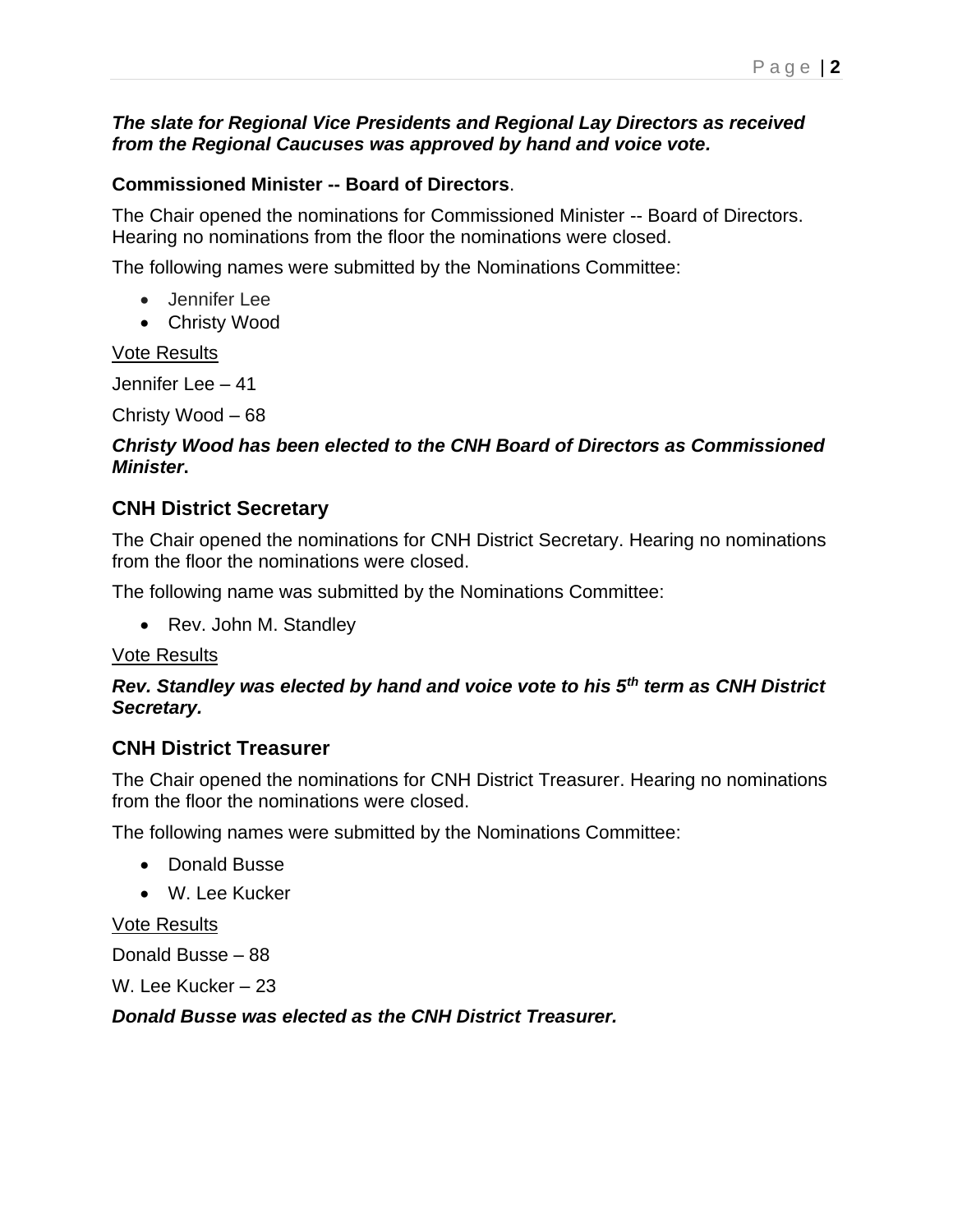***The slate for Regional Vice Presidents and Regional Lay Directors as received from the Regional Caucuses was approved by hand and voice vote.***

**Commissioned Minister -- Board of Directors**.

The Chair opened the nominations for Commissioned Minister -- Board of Directors. Hearing no nominations from the floor the nominations were closed.

The following names were submitted by the Nominations Committee:

- Jennifer Lee
- Christy Wood

Vote Results

Jennifer Lee – 41

Christy Wood – 68

***Christy Wood has been elected to the CNH Board of Directors as Commissioned Minister*.**

## CNH District Secretary

The Chair opened the nominations for CNH District Secretary. Hearing no nominations from the floor the nominations were closed.

The following name was submitted by the Nominations Committee:

- Rev. John M. Standley

Vote Results

***Rev. Standley was elected by hand and voice vote to his 5th term as CNH District Secretary.***

## CNH District Treasurer

The Chair opened the nominations for CNH District Treasurer. Hearing no nominations from the floor the nominations were closed.

The following names were submitted by the Nominations Committee:

- Donald Busse
- W. Lee Kucker

Vote Results

Donald Busse – 88

W. Lee Kucker – 23

***Donald Busse was elected as the CNH District Treasurer.***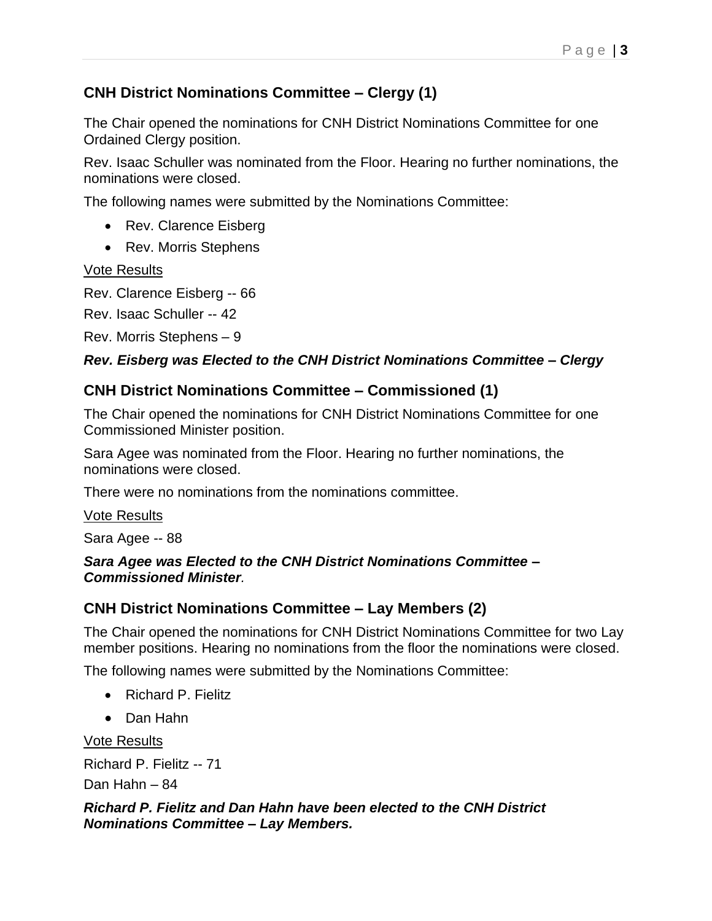### CNH District Nominations Committee – Clergy (1)

The Chair opened the nominations for CNH District Nominations Committee for one Ordained Clergy position.

Rev. Isaac Schuller was nominated from the Floor. Hearing no further nominations, the nominations were closed.

The following names were submitted by the Nominations Committee:

- Rev. Clarence Eisberg
- Rev. Morris Stephens

<u>Vote Results</u>

Rev. Clarence Eisberg -- 66

Rev. Isaac Schuller -- 42

Rev. Morris Stephens – 9

***Rev. Eisberg was Elected to the CNH District Nominations Committee – Clergy***

### CNH District Nominations Committee – Commissioned (1)

The Chair opened the nominations for CNH District Nominations Committee for one Commissioned Minister position.

Sara Agee was nominated from the Floor. Hearing no further nominations, the nominations were closed.

There were no nominations from the nominations committee.

<u>Vote Results</u>

Sara Agee -- 88

***Sara Agee was Elected to the CNH District Nominations Committee – Commissioned Minister.***

### CNH District Nominations Committee – Lay Members (2)

The Chair opened the nominations for CNH District Nominations Committee for two Lay member positions. Hearing no nominations from the floor the nominations were closed.

The following names were submitted by the Nominations Committee:

- Richard P. Fielitz
- Dan Hahn

<u>Vote Results</u>

Richard P. Fielitz -- 71

Dan Hahn – 84

***Richard P. Fielitz and Dan Hahn have been elected to the CNH District Nominations Committee – Lay Members.***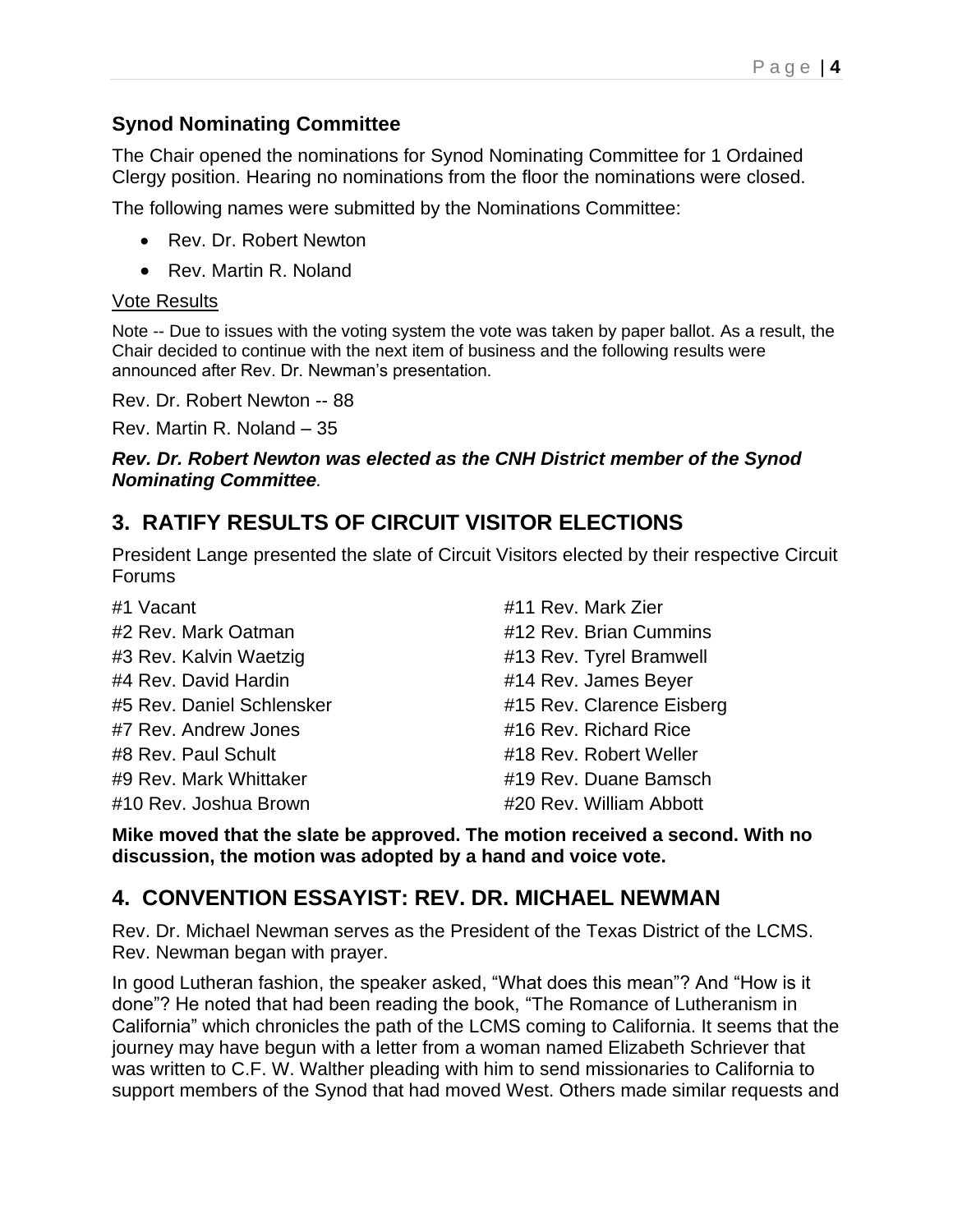### Synod Nominating Committee

The Chair opened the nominations for Synod Nominating Committee for 1 Ordained Clergy position. Hearing no nominations from the floor the nominations were closed.

The following names were submitted by the Nominations Committee:

- Rev. Dr. Robert Newton
- Rev. Martin R. Noland

Vote Results

Note -- Due to issues with the voting system the vote was taken by paper ballot. As a result, the Chair decided to continue with the next item of business and the following results were announced after Rev. Dr. Newman's presentation.

Rev. Dr. Robert Newton -- 88

Rev. Martin R. Noland – 35

***Rev. Dr. Robert Newton was elected as the CNH District member of the Synod Nominating Committee.***

## 3. RATIFY RESULTS OF CIRCUIT VISITOR ELECTIONS

President Lange presented the slate of Circuit Visitors elected by their respective Circuit Forums

#1 Vacant
#2 Rev. Mark Oatman
#3 Rev. Kalvin Waetzig
#4 Rev. David Hardin
#5 Rev. Daniel Schlensker
#7 Rev. Andrew Jones
#8 Rev. Paul Schult
#9 Rev. Mark Whittaker
#10 Rev. Joshua Brown
#11 Rev. Mark Zier
#12 Rev. Brian Cummins
#13 Rev. Tyrel Bramwell
#14 Rev. James Beyer
#15 Rev. Clarence Eisberg
#16 Rev. Richard Rice
#18 Rev. Robert Weller
#19 Rev. Duane Bamsch
#20 Rev. William Abbott

**Mike moved that the slate be approved. The motion received a second. With no discussion, the motion was adopted by a hand and voice vote.**

## 4. CONVENTION ESSAYIST: REV. DR. MICHAEL NEWMAN

Rev. Dr. Michael Newman serves as the President of the Texas District of the LCMS. Rev. Newman began with prayer.

In good Lutheran fashion, the speaker asked, "What does this mean"? And "How is it done"? He noted that had been reading the book, "The Romance of Lutheranism in California" which chronicles the path of the LCMS coming to California. It seems that the journey may have begun with a letter from a woman named Elizabeth Schriever that was written to C.F. W. Walther pleading with him to send missionaries to California to support members of the Synod that had moved West. Others made similar requests and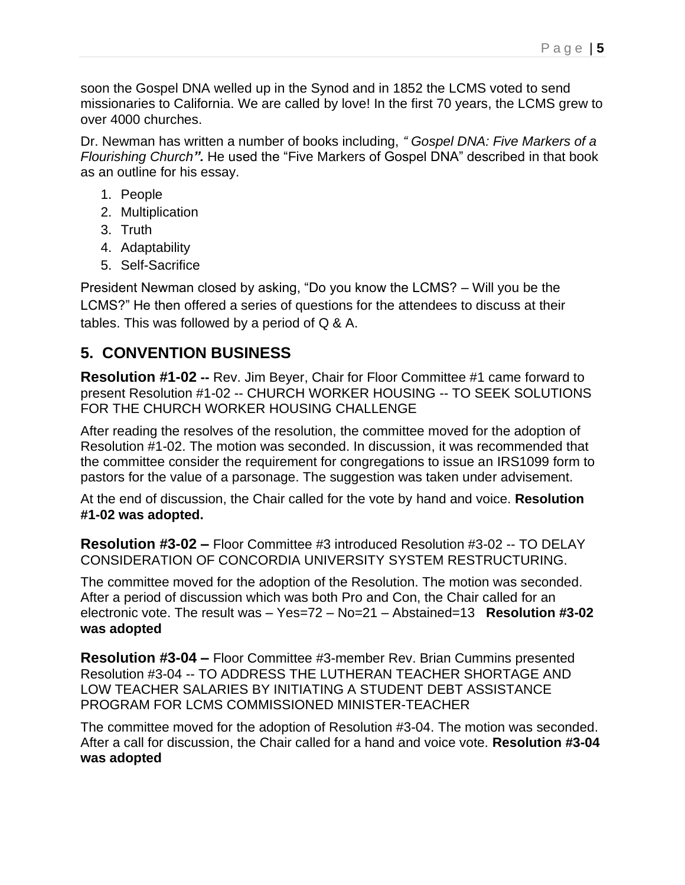soon the Gospel DNA welled up in the Synod and in 1852 the LCMS voted to send missionaries to California. We are called by love! In the first 70 years, the LCMS grew to over 4000 churches.

Dr. Newman has written a number of books including, *" Gospel DNA: Five Markers of a Flourishing Church****".*** He used the "Five Markers of Gospel DNA" described in that book as an outline for his essay.

1. People
2. Multiplication
3. Truth
4. Adaptability
5. Self-Sacrifice

President Newman closed by asking, "Do you know the LCMS? – Will you be the LCMS?" He then offered a series of questions for the attendees to discuss at their tables. This was followed by a period of Q & A.

## 5. CONVENTION BUSINESS

**Resolution #1-02 --** Rev. Jim Beyer, Chair for Floor Committee #1 came forward to present Resolution #1-02 -- CHURCH WORKER HOUSING -- TO SEEK SOLUTIONS FOR THE CHURCH WORKER HOUSING CHALLENGE

After reading the resolves of the resolution, the committee moved for the adoption of Resolution #1-02. The motion was seconded. In discussion, it was recommended that the committee consider the requirement for congregations to issue an IRS1099 form to pastors for the value of a parsonage. The suggestion was taken under advisement.

At the end of discussion, the Chair called for the vote by hand and voice. **Resolution #1-02 was adopted.**

**Resolution #3-02 –** Floor Committee #3 introduced Resolution #3-02 -- TO DELAY CONSIDERATION OF CONCORDIA UNIVERSITY SYSTEM RESTRUCTURING.

The committee moved for the adoption of the Resolution. The motion was seconded. After a period of discussion which was both Pro and Con, the Chair called for an electronic vote. The result was – Yes=72 – No=21 – Abstained=13 **Resolution #3-02 was adopted**

**Resolution #3-04 –** Floor Committee #3-member Rev. Brian Cummins presented Resolution #3-04 -- TO ADDRESS THE LUTHERAN TEACHER SHORTAGE AND LOW TEACHER SALARIES BY INITIATING A STUDENT DEBT ASSISTANCE PROGRAM FOR LCMS COMMISSIONED MINISTER-TEACHER

The committee moved for the adoption of Resolution #3-04. The motion was seconded. After a call for discussion, the Chair called for a hand and voice vote. **Resolution #3-04 was adopted**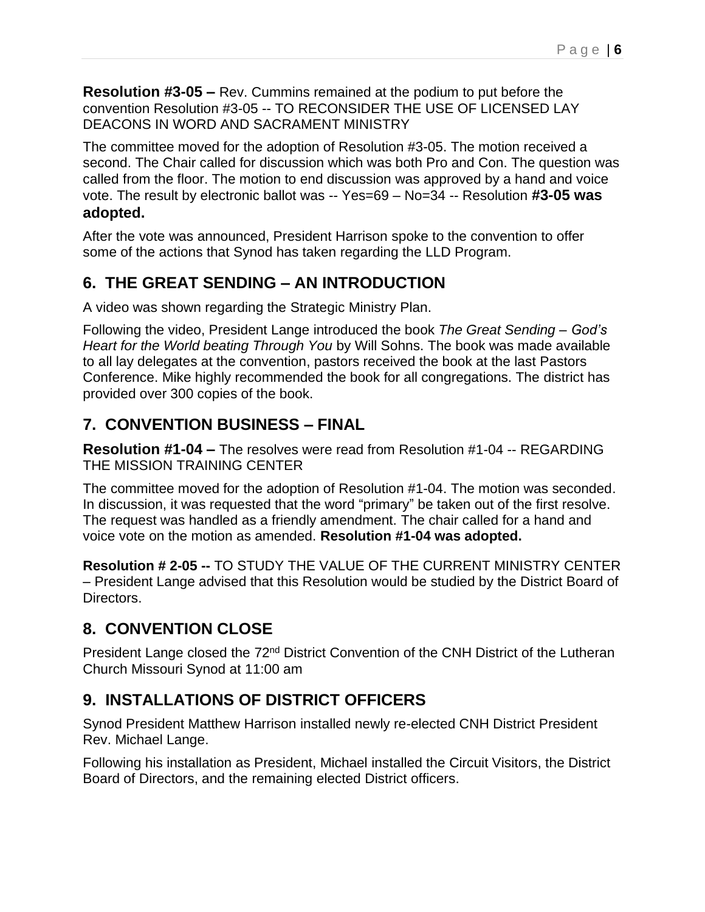**Resolution #3-05 –** Rev. Cummins remained at the podium to put before the convention Resolution #3-05 -- TO RECONSIDER THE USE OF LICENSED LAY DEACONS IN WORD AND SACRAMENT MINISTRY

The committee moved for the adoption of Resolution #3-05. The motion received a second. The Chair called for discussion which was both Pro and Con. The question was called from the floor. The motion to end discussion was approved by a hand and voice vote. The result by electronic ballot was -- Yes=69 – No=34 -- Resolution **#3-05 was adopted.**

After the vote was announced, President Harrison spoke to the convention to offer some of the actions that Synod has taken regarding the LLD Program.

## 6. THE GREAT SENDING – AN INTRODUCTION

A video was shown regarding the Strategic Ministry Plan.

Following the video, President Lange introduced the book *The Great Sending – God's Heart for the World beating Through You* by Will Sohns. The book was made available to all lay delegates at the convention, pastors received the book at the last Pastors Conference. Mike highly recommended the book for all congregations. The district has provided over 300 copies of the book.

## 7. CONVENTION BUSINESS – FINAL

**Resolution #1-04 –** The resolves were read from Resolution #1-04 -- REGARDING THE MISSION TRAINING CENTER

The committee moved for the adoption of Resolution #1-04. The motion was seconded. In discussion, it was requested that the word "primary" be taken out of the first resolve. The request was handled as a friendly amendment. The chair called for a hand and voice vote on the motion as amended. **Resolution #1-04 was adopted.**

**Resolution # 2-05 --** TO STUDY THE VALUE OF THE CURRENT MINISTRY CENTER – President Lange advised that this Resolution would be studied by the District Board of Directors.

## 8. CONVENTION CLOSE

President Lange closed the 72nd District Convention of the CNH District of the Lutheran Church Missouri Synod at 11:00 am

## 9. INSTALLATIONS OF DISTRICT OFFICERS

Synod President Matthew Harrison installed newly re-elected CNH District President Rev. Michael Lange.

Following his installation as President, Michael installed the Circuit Visitors, the District Board of Directors, and the remaining elected District officers.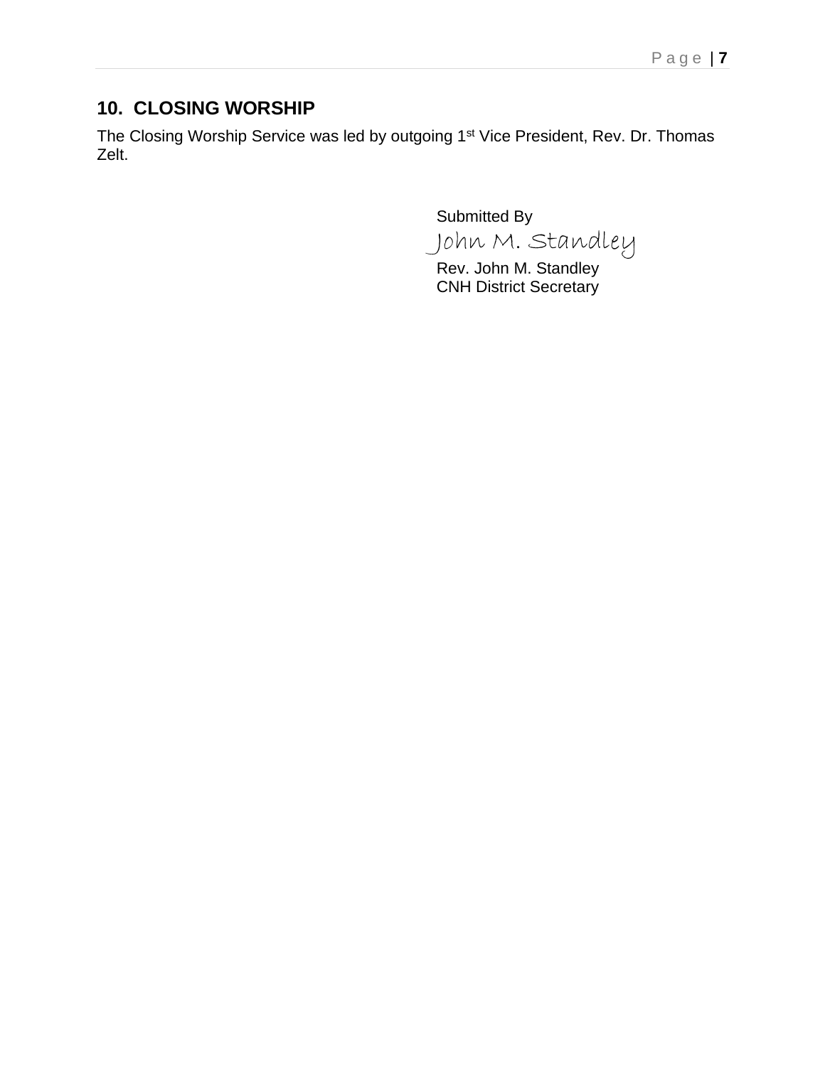## 10. CLOSING WORSHIP

The Closing Worship Service was led by outgoing 1st Vice President, Rev. Dr. Thomas Zelt.

Submitted By

John M. Standley

Rev. John M. Standley
CNH District Secretary